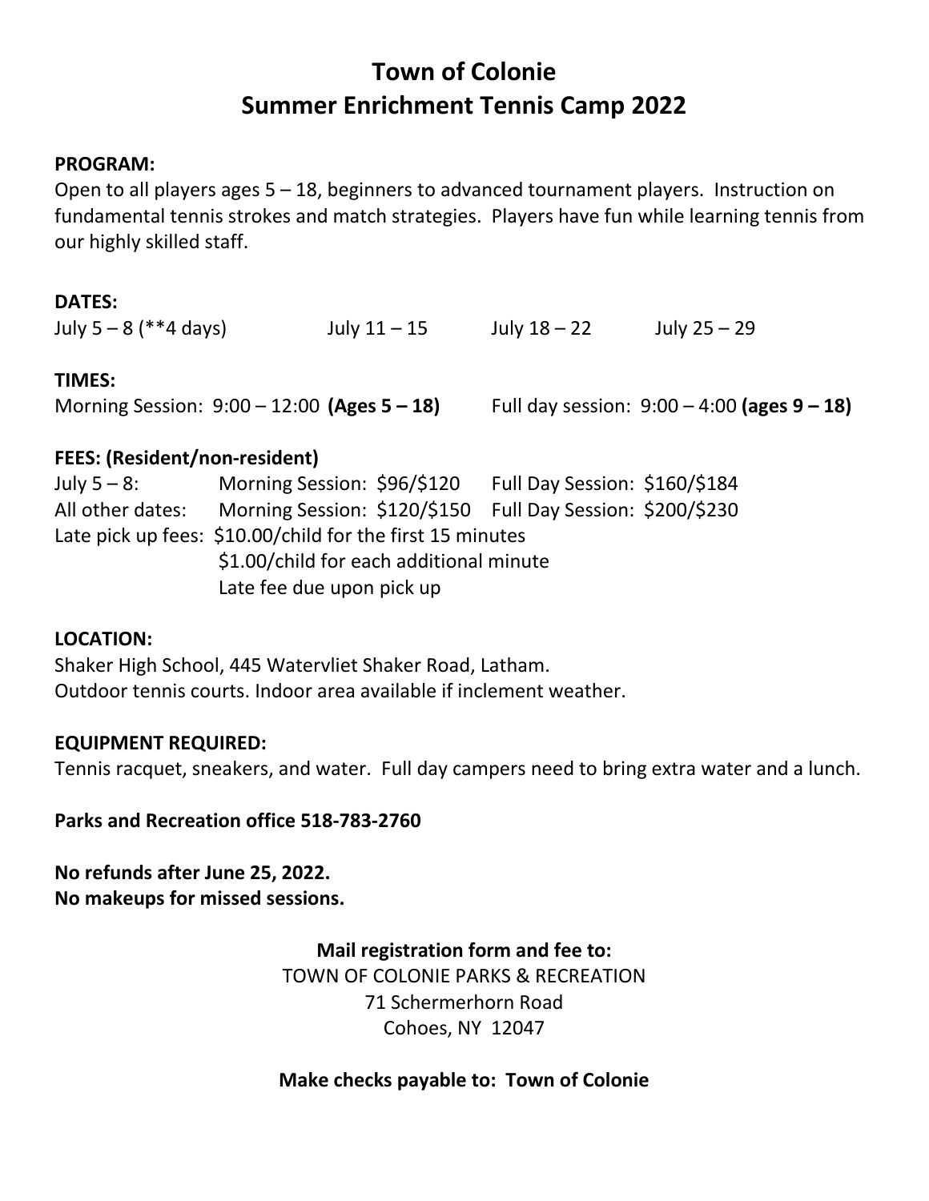# Town of Colonie
# Summer Enrichment Tennis Camp 2022

**PROGRAM:**

Open to all players ages 5 – 18, beginners to advanced tournament players. Instruction on fundamental tennis strokes and match strategies. Players have fun while learning tennis from our highly skilled staff.

**DATES:**

July 5 – 8 (**4 days) July 11 – 15 July 18 – 22 July 25 – 29

**TIMES:**

Morning Session: 9:00 – 12:00 **(Ages 5 – 18)** Full day session: 9:00 – 4:00 **(ages 9 – 18)**

**FEES: (Resident/non-resident)**

| | | |
|---|---|---|
| July 5 – 8: | Morning Session: $96/$120 | Full Day Session: $160/$184 |
| All other dates: | Morning Session: $120/$150 | Full Day Session: $200/$230 |

Late pick up fees: $10.00/child for the first 15 minutes
$1.00/child for each additional minute
Late fee due upon pick up

**LOCATION:**

Shaker High School, 445 Watervliet Shaker Road, Latham.
Outdoor tennis courts. Indoor area available if inclement weather.

**EQUIPMENT REQUIRED:**

Tennis racquet, sneakers, and water. Full day campers need to bring extra water and a lunch.

**Parks and Recreation office 518-783-2760**

**No refunds after June 25, 2022.**
**No makeups for missed sessions.**

**Mail registration form and fee to:**
TOWN OF COLONIE PARKS & RECREATION
71 Schermerhorn Road
Cohoes, NY 12047

**Make checks payable to: Town of Colonie**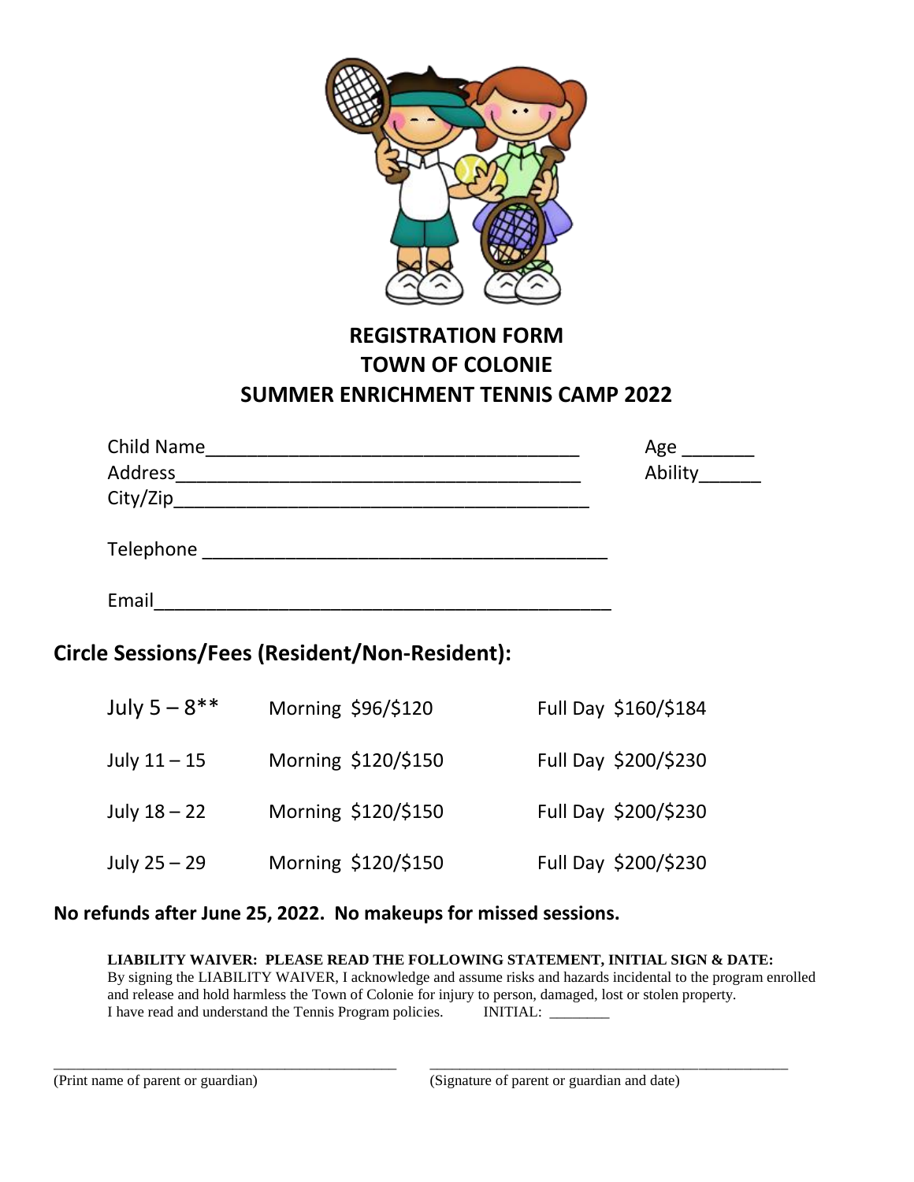# REGISTRATION FORM
# TOWN OF COLONIE
# SUMMER ENRICHMENT TENNIS CAMP 2022

Child Name_____________________________________ Age _______

Address_______________________________________ Ability______

City/Zip________________________________________

Telephone ________________________________________

Email_______________________________________________

## Circle Sessions/Fees (Resident/Non-Resident):

| | | |
|---|---|---|
| July 5 – 8** | Morning $96/$120 | Full Day $160/$184 |
| July 11 – 15 | Morning $120/$150 | Full Day $200/$230 |
| July 18 – 22 | Morning $120/$150 | Full Day $200/$230 |
| July 25 – 29 | Morning $120/$150 | Full Day $200/$230 |

**No refunds after June 25, 2022. No makeups for missed sessions.**

**LIABILITY WAIVER: PLEASE READ THE FOLLOWING STATEMENT, INITIAL SIGN & DATE:**
By signing the LIABILITY WAIVER, I acknowledge and assume risks and hazards incidental to the program enrolled and release and hold harmless the Town of Colonie for injury to person, damaged, lost or stolen property.
I have read and understand the Tennis Program policies. INITIAL: ________

_____________________________________________ _____________________________________________

(Print name of parent or guardian) (Signature of parent or guardian and date)